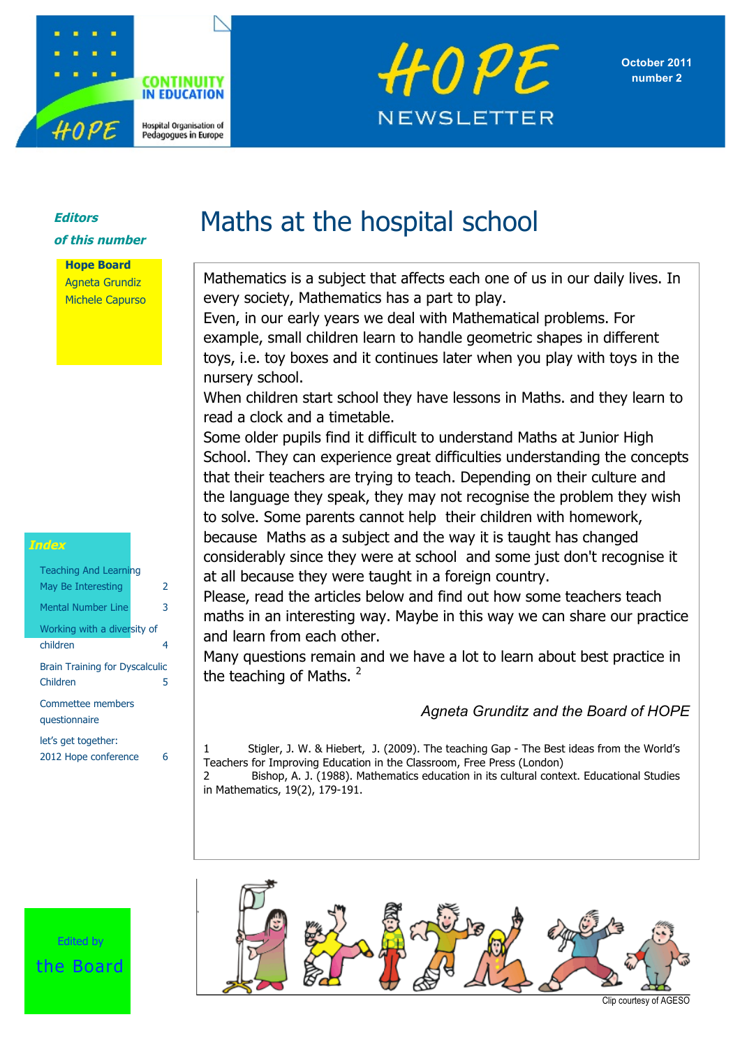CONTINUITY IN EDUCATION

HOPE — Hospital Organisation of Pedagogues in Europe

# HOPE NEWSLETTER

October 2011
number 2

***Editors of this number***

**Hope Board**
Agneta Grundiz
Michele Capurso

***Index***

- Teaching And Learning May Be Interesting — 2
- Mental Number Line — 3
- Working with a diversity of children — 4
- Brain Training for Dyscalculic Children — 5
- Commettee members questionnaire
- let's get together: 2012 Hope conference — 6

Edited by
the Board

# Maths at the hospital school

Mathematics is a subject that affects each one of us in our daily lives. In every society, Mathematics has a part to play.

Even, in our early years we deal with Mathematical problems. For example, small children learn to handle geometric shapes in different toys, i.e. toy boxes and it continues later when you play with toys in the nursery school.

When children start school they have lessons in Maths. and they learn to read a clock and a timetable.

Some older pupils find it difficult to understand Maths at Junior High School. They can experience great difficulties understanding the concepts that their teachers are trying to teach. Depending on their culture and the language they speak, they may not recognise the problem they wish to solve. Some parents cannot help their children with homework, because Maths as a subject and the way it is taught has changed considerably since they were at school and some just don't recognise it at all because they were taught in a foreign country.

Please, read the articles below and find out how some teachers teach maths in an interesting way. Maybe in this way we can share our practice and learn from each other.

Many questions remain and we have a lot to learn about best practice in the teaching of Maths. [2]

*Agneta Grunditz and the Board of HOPE*

1 Stigler, J. W. & Hiebert, J. (2009). The teaching Gap - The Best ideas from the World's Teachers for Improving Education in the Classroom, Free Press (London)

2 Bishop, A. J. (1988). Mathematics education in its cultural context. Educational Studies in Mathematics, 19(2), 179-191.

Clip courtesy of AGESO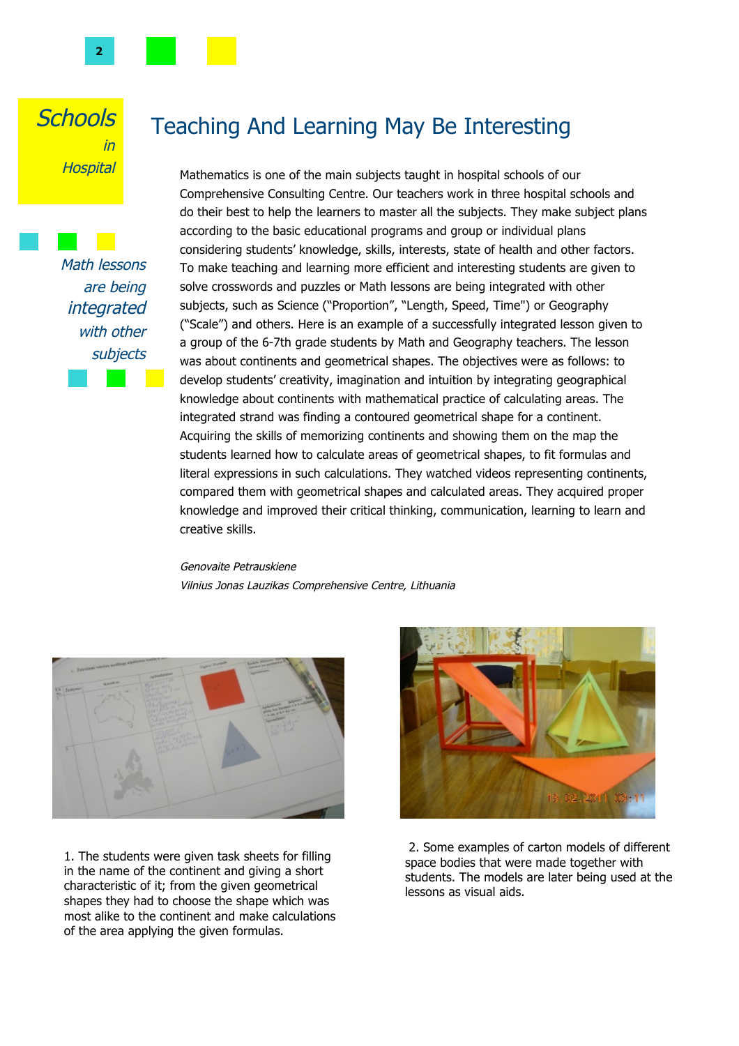*Schools in Hospital*

# Teaching And Learning May Be Interesting

*Math lessons are being integrated with other subjects*

Mathematics is one of the main subjects taught in hospital schools of our Comprehensive Consulting Centre. Our teachers work in three hospital schools and do their best to help the learners to master all the subjects. They make subject plans according to the basic educational programs and group or individual plans considering students' knowledge, skills, interests, state of health and other factors. To make teaching and learning more efficient and interesting students are given to solve crosswords and puzzles or Math lessons are being integrated with other subjects, such as Science ("Proportion", "Length, Speed, Time") or Geography ("Scale") and others. Here is an example of a successfully integrated lesson given to a group of the 6-7th grade students by Math and Geography teachers. The lesson was about continents and geometrical shapes. The objectives were as follows: to develop students' creativity, imagination and intuition by integrating geographical knowledge about continents with mathematical practice of calculating areas. The integrated strand was finding a contoured geometrical shape for a continent. Acquiring the skills of memorizing continents and showing them on the map the students learned how to calculate areas of geometrical shapes, to fit formulas and literal expressions in such calculations. They watched videos representing continents, compared them with geometrical shapes and calculated areas. They acquired proper knowledge and improved their critical thinking, communication, learning to learn and creative skills.

*Genovaite Petrauskiene*
*Vilnius Jonas Lauzikas Comprehensive Centre, Lithuania*

1. The students were given task sheets for filling in the name of the continent and giving a short characteristic of it; from the given geometrical shapes they had to choose the shape which was most alike to the continent and make calculations of the area applying the given formulas.

2. Some examples of carton models of different space bodies that were made together with students. The models are later being used at the lessons as visual aids.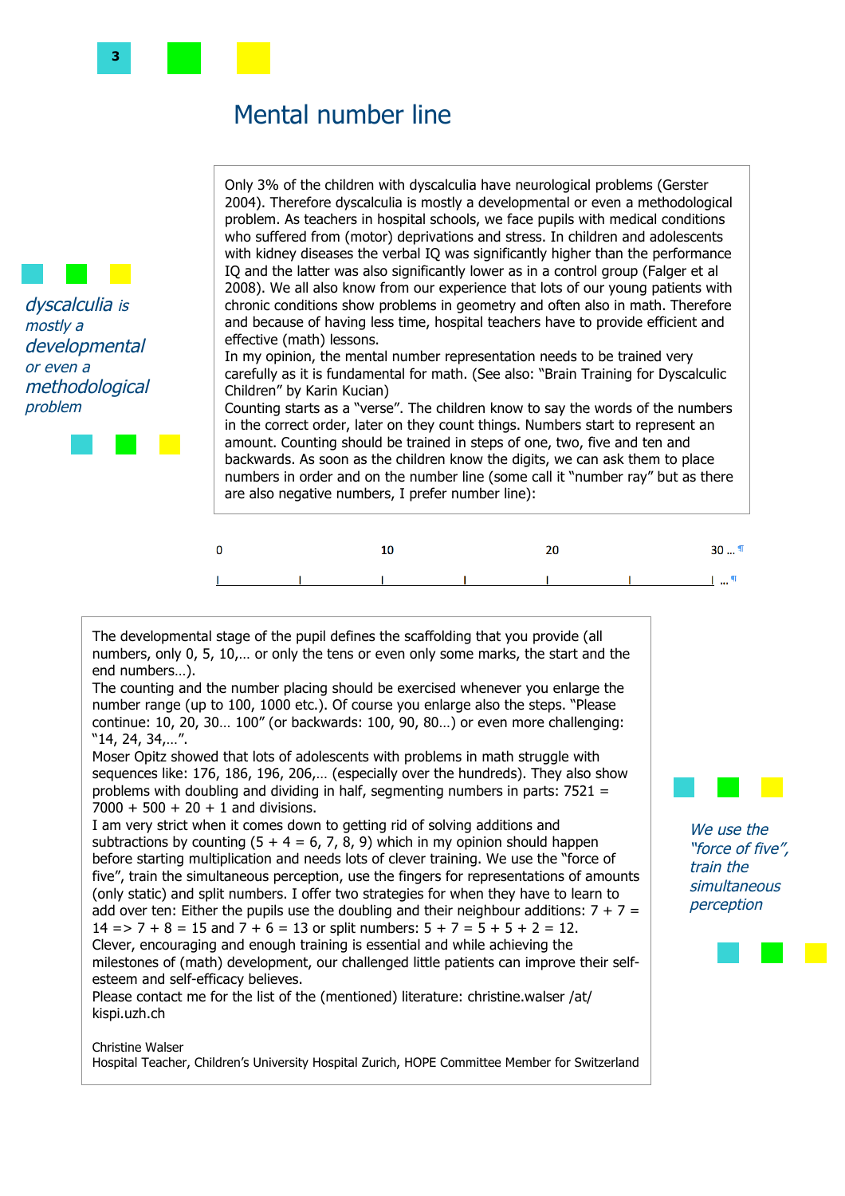# Mental number line

*dyscalculia is mostly a developmental or even a methodological problem*

Only 3% of the children with dyscalculia have neurological problems (Gerster 2004). Therefore dyscalculia is mostly a developmental or even a methodological problem. As teachers in hospital schools, we face pupils with medical conditions who suffered from (motor) deprivations and stress. In children and adolescents with kidney diseases the verbal IQ was significantly higher than the performance IQ and the latter was also significantly lower as in a control group (Falger et al 2008). We all also know from our experience that lots of our young patients with chronic conditions show problems in geometry and often also in math. Therefore and because of having less time, hospital teachers have to provide efficient and effective (math) lessons.
In my opinion, the mental number representation needs to be trained very carefully as it is fundamental for math. (See also: "Brain Training for Dyscalculic Children" by Karin Kucian)
Counting starts as a "verse". The children know to say the words of the numbers in the correct order, later on they count things. Numbers start to represent an amount. Counting should be trained in steps of one, two, five and ten and backwards. As soon as the children know the digits, we can ask them to place numbers in order and on the number line (some call it "number ray" but as there are also negative numbers, I prefer number line):

0 10 20 30 …

|____|____|____|____|____|____| …

The developmental stage of the pupil defines the scaffolding that you provide (all numbers, only 0, 5, 10,… or only the tens or even only some marks, the start and the end numbers…).
The counting and the number placing should be exercised whenever you enlarge the number range (up to 100, 1000 etc.). Of course you enlarge also the steps. "Please continue: 10, 20, 30… 100" (or backwards: 100, 90, 80…) or even more challenging: "14, 24, 34,…".
Moser Opitz showed that lots of adolescents with problems in math struggle with sequences like: 176, 186, 196, 206,… (especially over the hundreds). They also show problems with doubling and dividing in half, segmenting numbers in parts: 7521 = 7000 + 500 + 20 + 1 and divisions.
I am very strict when it comes down to getting rid of solving additions and subtractions by counting (5 + 4 = 6, 7, 8, 9) which in my opinion should happen before starting multiplication and needs lots of clever training. We use the "force of five", train the simultaneous perception, use the fingers for representations of amounts (only static) and split numbers. I offer two strategies for when they have to learn to add over ten: Either the pupils use the doubling and their neighbour additions: 7 + 7 = 14 => 7 + 8 = 15 and 7 + 6 = 13 or split numbers: 5 + 7 = 5 + 5 + 2 = 12.
Clever, encouraging and enough training is essential and while achieving the milestones of (math) development, our challenged little patients can improve their self-esteem and self-efficacy believes.
Please contact me for the list of the (mentioned) literature: christine.walser /at/ kispi.uzh.ch

*We use the "force of five", train the simultaneous perception*

Christine Walser
Hospital Teacher, Children's University Hospital Zurich, HOPE Committee Member for Switzerland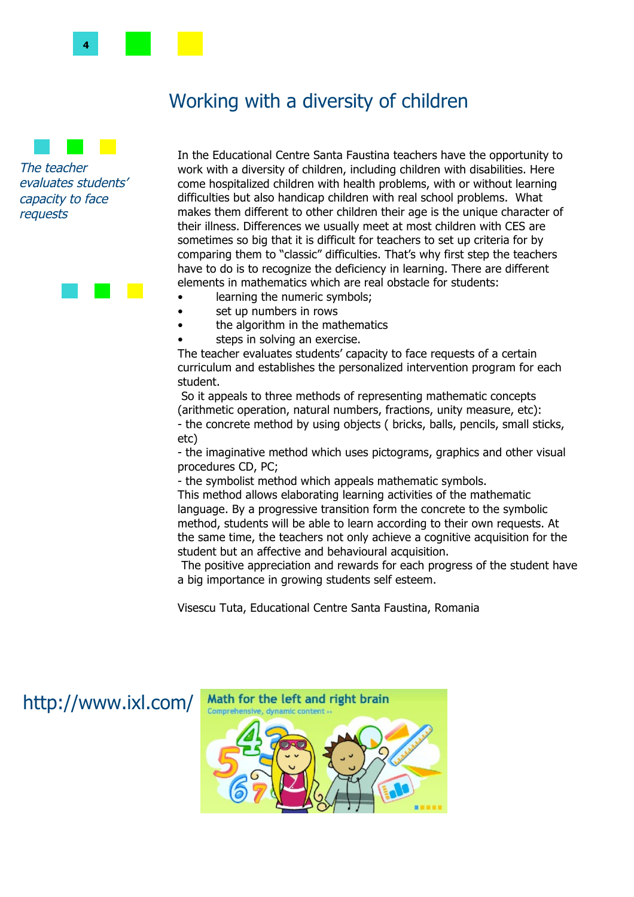# Working with a diversity of children

*The teacher evaluates students' capacity to face requests*

In the Educational Centre Santa Faustina teachers have the opportunity to work with a diversity of children, including children with disabilities. Here come hospitalized children with health problems, with or without learning difficulties but also handicap children with real school problems. What makes them different to other children their age is the unique character of their illness. Differences we usually meet at most children with CES are sometimes so big that it is difficult for teachers to set up criteria for by comparing them to "classic" difficulties. That's why first step the teachers have to do is to recognize the deficiency in learning. There are different elements in mathematics which are real obstacle for students:

- learning the numeric symbols;
- set up numbers in rows
- the algorithm in the mathematics
- steps in solving an exercise.

The teacher evaluates students' capacity to face requests of a certain curriculum and establishes the personalized intervention program for each student.

So it appeals to three methods of representing mathematic concepts (arithmetic operation, natural numbers, fractions, unity measure, etc):

- the concrete method by using objects ( bricks, balls, pencils, small sticks, etc)
- the imaginative method which uses pictograms, graphics and other visual procedures CD, PC;
- the symbolist method which appeals mathematic symbols.

This method allows elaborating learning activities of the mathematic language. By a progressive transition form the concrete to the symbolic method, students will be able to learn according to their own requests. At the same time, the teachers not only achieve a cognitive acquisition for the student but an affective and behavioural acquisition.

The positive appreciation and rewards for each progress of the student have a big importance in growing students self esteem.

Visescu Tuta, Educational Centre Santa Faustina, Romania

http://www.ixl.com/

Math for the left and right brain

Comprehensive, dynamic content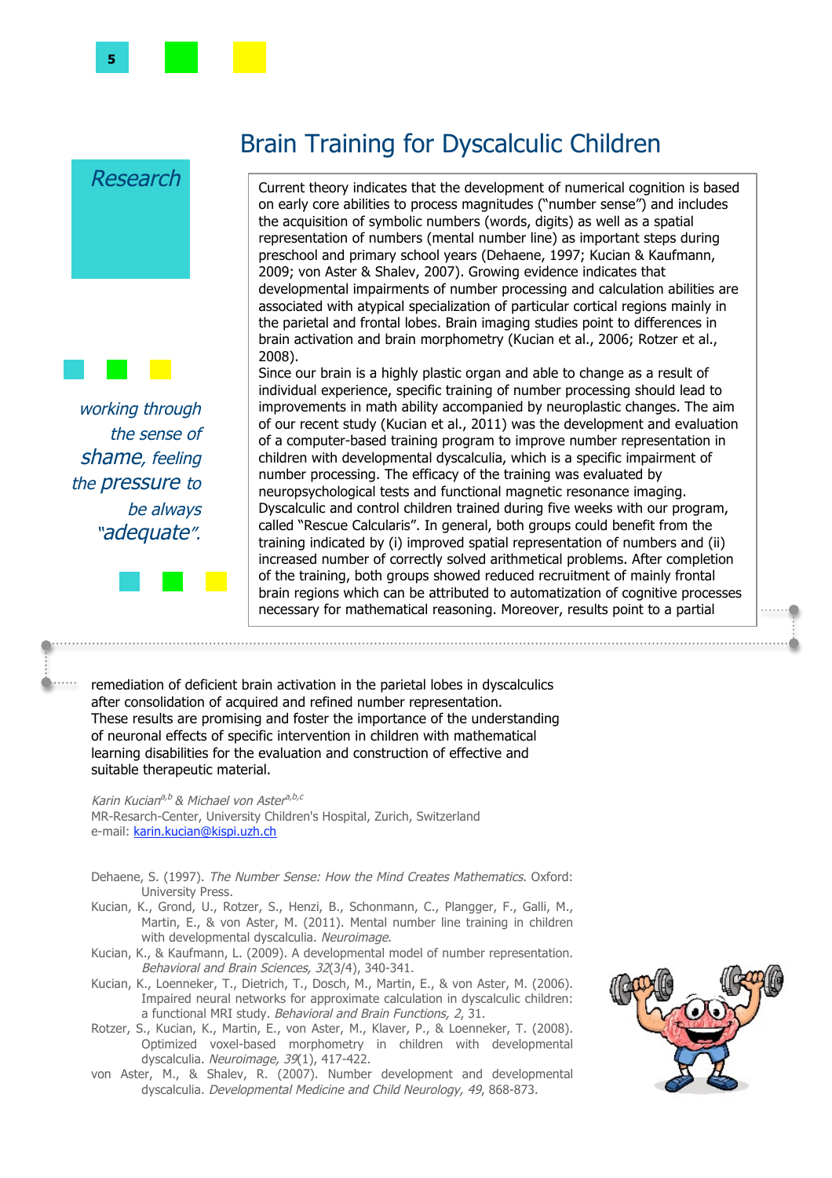# Brain Training for Dyscalculic Children

## Research

*working through the sense of shame, feeling the pressure to be always "adequate".*

Current theory indicates that the development of numerical cognition is based on early core abilities to process magnitudes ("number sense") and includes the acquisition of symbolic numbers (words, digits) as well as a spatial representation of numbers (mental number line) as important steps during preschool and primary school years (Dehaene, 1997; Kucian & Kaufmann, 2009; von Aster & Shalev, 2007). Growing evidence indicates that developmental impairments of number processing and calculation abilities are associated with atypical specialization of particular cortical regions mainly in the parietal and frontal lobes. Brain imaging studies point to differences in brain activation and brain morphometry (Kucian et al., 2006; Rotzer et al., 2008).

Since our brain is a highly plastic organ and able to change as a result of individual experience, specific training of number processing should lead to improvements in math ability accompanied by neuroplastic changes. The aim of our recent study (Kucian et al., 2011) was the development and evaluation of a computer-based training program to improve number representation in children with developmental dyscalculia, which is a specific impairment of number processing. The efficacy of the training was evaluated by neuropsychological tests and functional magnetic resonance imaging. Dyscalculic and control children trained during five weeks with our program, called "Rescue Calcularis". In general, both groups could benefit from the training indicated by (i) improved spatial representation of numbers and (ii) increased number of correctly solved arithmetical problems. After completion of the training, both groups showed reduced recruitment of mainly frontal brain regions which can be attributed to automatization of cognitive processes necessary for mathematical reasoning. Moreover, results point to a partial remediation of deficient brain activation in the parietal lobes in dyscalculics after consolidation of acquired and refined number representation.

These results are promising and foster the importance of the understanding of neuronal effects of specific intervention in children with mathematical learning disabilities for the evaluation and construction of effective and suitable therapeutic material.

*Karin Kucian*[a,b] *& Michael von Aster*[a,b,c]
MR-Resarch-Center, University Children's Hospital, Zurich, Switzerland
e-mail: karin.kucian@kispi.uzh.ch

Dehaene, S. (1997). *The Number Sense: How the Mind Creates Mathematics*. Oxford: University Press.

Kucian, K., Grond, U., Rotzer, S., Henzi, B., Schonmann, C., Plangger, F., Galli, M., Martin, E., & von Aster, M. (2011). Mental number line training in children with developmental dyscalculia. *Neuroimage*.

Kucian, K., & Kaufmann, L. (2009). A developmental model of number representation. *Behavioral and Brain Sciences, 32*(3/4), 340-341.

Kucian, K., Loenneker, T., Dietrich, T., Dosch, M., Martin, E., & von Aster, M. (2006). Impaired neural networks for approximate calculation in dyscalculic children: a functional MRI study. *Behavioral and Brain Functions, 2*, 31.

Rotzer, S., Kucian, K., Martin, E., von Aster, M., Klaver, P., & Loenneker, T. (2008). Optimized voxel-based morphometry in children with developmental dyscalculia. *Neuroimage, 39*(1), 417-422.

von Aster, M., & Shalev, R. (2007). Number development and developmental dyscalculia. *Developmental Medicine and Child Neurology, 49*, 868-873.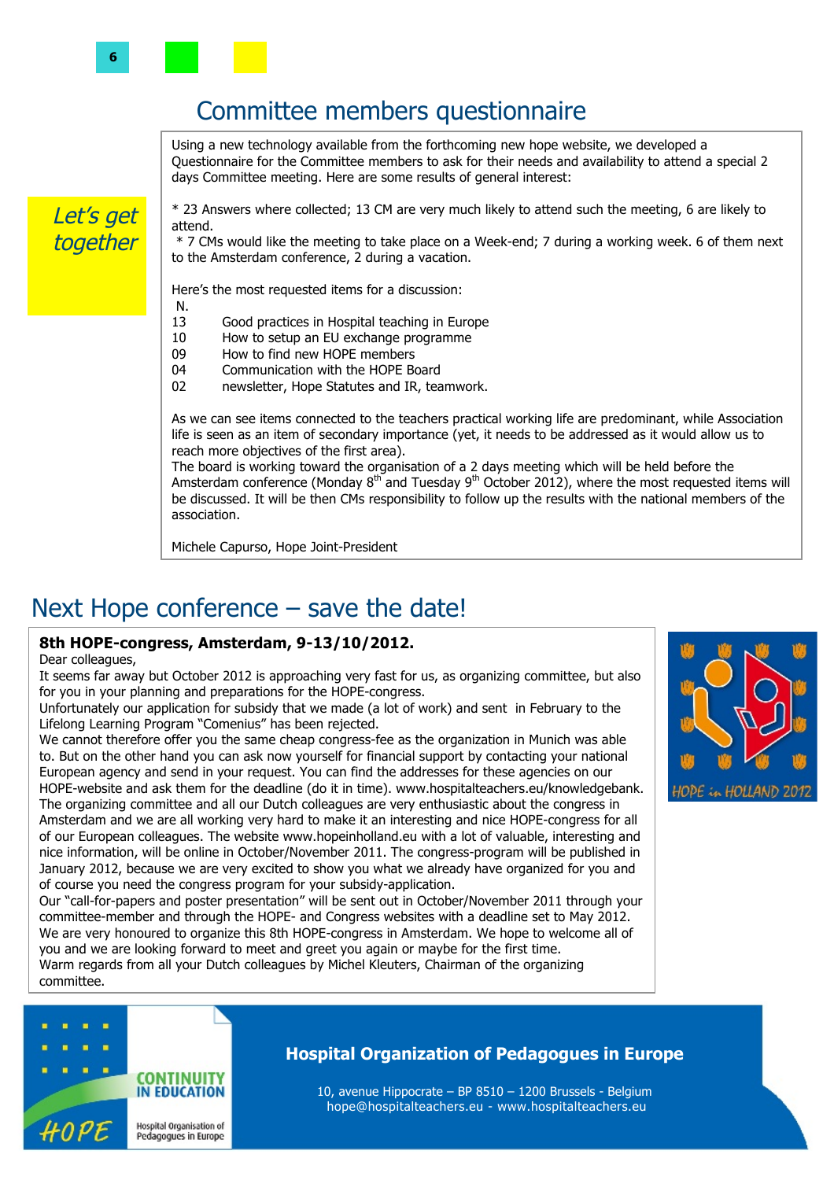# Committee members questionnaire

*Let's get together*

Using a new technology available from the forthcoming new hope website, we developed a Questionnaire for the Committee members to ask for their needs and availability to attend a special 2 days Committee meeting. Here are some results of general interest:

* 23 Answers where collected; 13 CM are very much likely to attend such the meeting, 6 are likely to attend.
* 7 CMs would like the meeting to take place on a Week-end; 7 during a working week. 6 of them next to the Amsterdam conference, 2 during a vacation.

Here's the most requested items for a discussion:

| N. | |
|---|---|
| 13 | Good practices in Hospital teaching in Europe |
| 10 | How to setup an EU exchange programme |
| 09 | How to find new HOPE members |
| 04 | Communication with the HOPE Board |
| 02 | newsletter, Hope Statutes and IR, teamwork. |

As we can see items connected to the teachers practical working life are predominant, while Association life is seen as an item of secondary importance (yet, it needs to be addressed as it would allow us to reach more objectives of the first area).

The board is working toward the organisation of a 2 days meeting which will be held before the Amsterdam conference (Monday 8th and Tuesday 9th October 2012), where the most requested items will be discussed. It will be then CMs responsibility to follow up the results with the national members of the association.

Michele Capurso, Hope Joint-President

# Next Hope conference – save the date!

**8th HOPE-congress, Amsterdam, 9-13/10/2012.**

Dear colleagues,

It seems far away but October 2012 is approaching very fast for us, as organizing committee, but also for you in your planning and preparations for the HOPE-congress.

Unfortunately our application for subsidy that we made (a lot of work) and sent in February to the Lifelong Learning Program "Comenius" has been rejected.

We cannot therefore offer you the same cheap congress-fee as the organization in Munich was able to. But on the other hand you can ask now yourself for financial support by contacting your national European agency and send in your request. You can find the addresses for these agencies on our HOPE-website and ask them for the deadline (do it in time). www.hospitalteachers.eu/knowledgebank.

The organizing committee and all our Dutch colleagues are very enthusiastic about the congress in Amsterdam and we are all working very hard to make it an interesting and nice HOPE-congress for all of our European colleagues. The website www.hopeinholland.eu with a lot of valuable, interesting and nice information, will be online in October/November 2011. The congress-program will be published in January 2012, because we are very excited to show you what we already have organized for you and of course you need the congress program for your subsidy-application.

Our "call-for-papers and poster presentation" will be sent out in October/November 2011 through your committee-member and through the HOPE- and Congress websites with a deadline set to May 2012.

We are very honoured to organize this 8th HOPE-congress in Amsterdam. We hope to welcome all of you and we are looking forward to meet and greet you again or maybe for the first time.

Warm regards from all your Dutch colleagues by Michel Kleuters, Chairman of the organizing committee.

HOPE in HOLLAND 2012

**Hospital Organization of Pedagogues in Europe**

10, avenue Hippocrate – BP 8510 – 1200 Brussels - Belgium
hope@hospitalteachers.eu - www.hospitalteachers.eu

CONTINUITY IN EDUCATION
HOPE
Hospital Organisation of Pedagogues in Europe